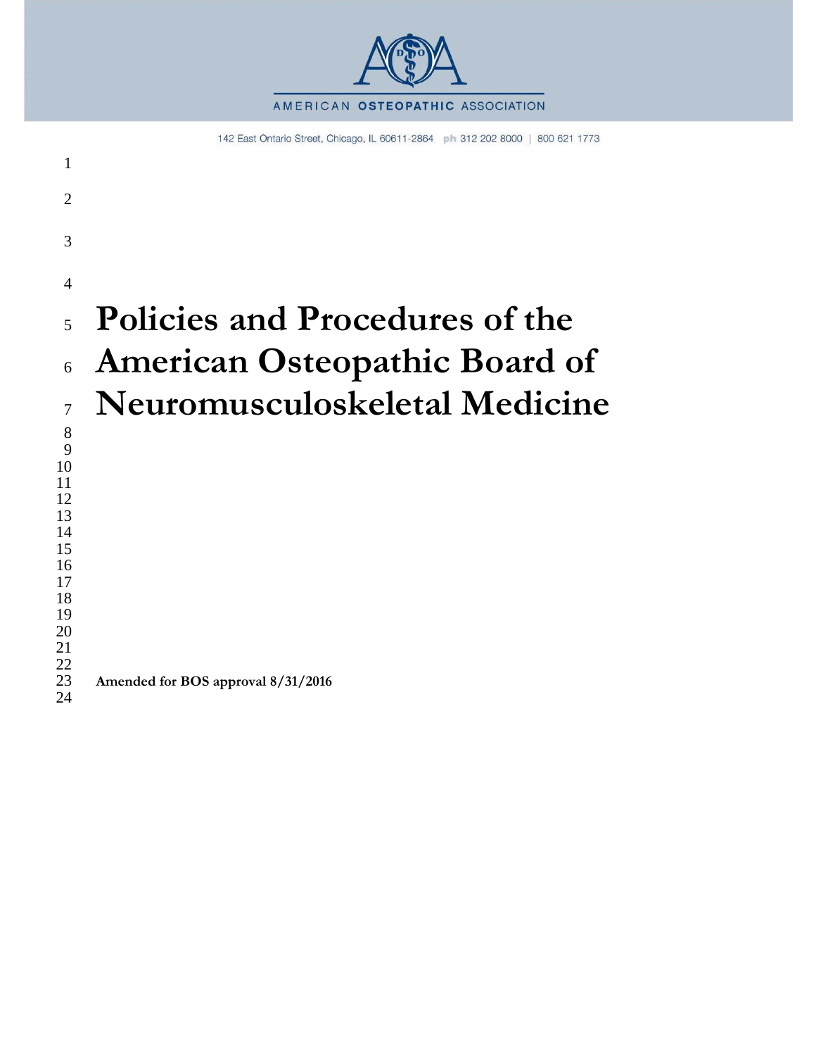AMERICAN OSTEOPATHIC ASSOCIATION

142 East Ontario Street, Chicago, IL 60611-2864 ph 312 202 8000 | 800 621 1773

# Policies and Procedures of the American Osteopathic Board of Neuromusculoskeletal Medicine

**Amended for BOS approval 8/31/2016**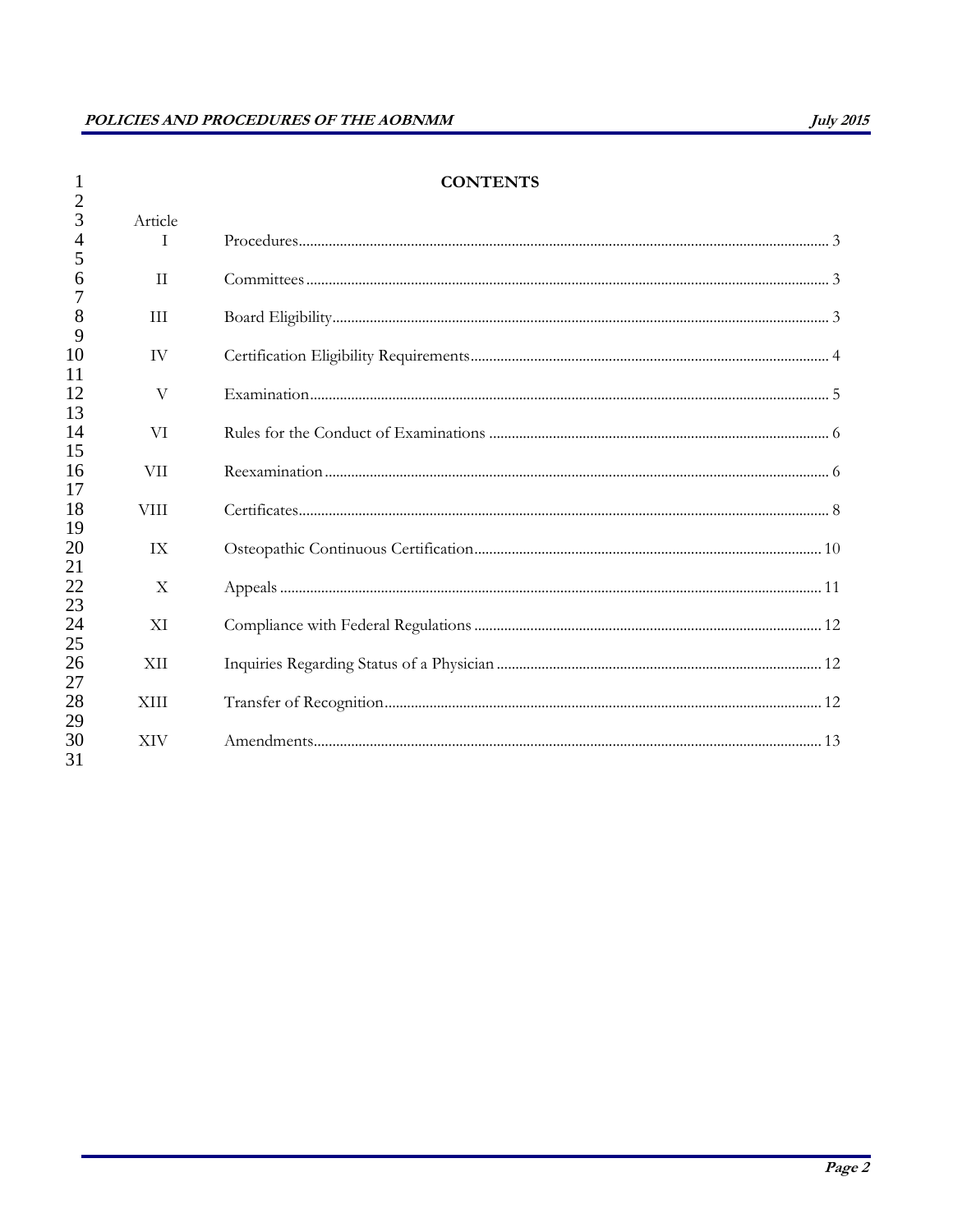# CONTENTS

| Article | | |
|---|---|---|
| I | Procedures | 3 |
| II | Committees | 3 |
| III | Board Eligibility | 3 |
| IV | Certification Eligibility Requirements | 4 |
| V | Examination | 5 |
| VI | Rules for the Conduct of Examinations | 6 |
| VII | Reexamination | 6 |
| VIII | Certificates | 8 |
| IX | Osteopathic Continuous Certification | 10 |
| X | Appeals | 11 |
| XI | Compliance with Federal Regulations | 12 |
| XII | Inquiries Regarding Status of a Physician | 12 |
| XIII | Transfer of Recognition | 12 |
| XIV | Amendments | 13 |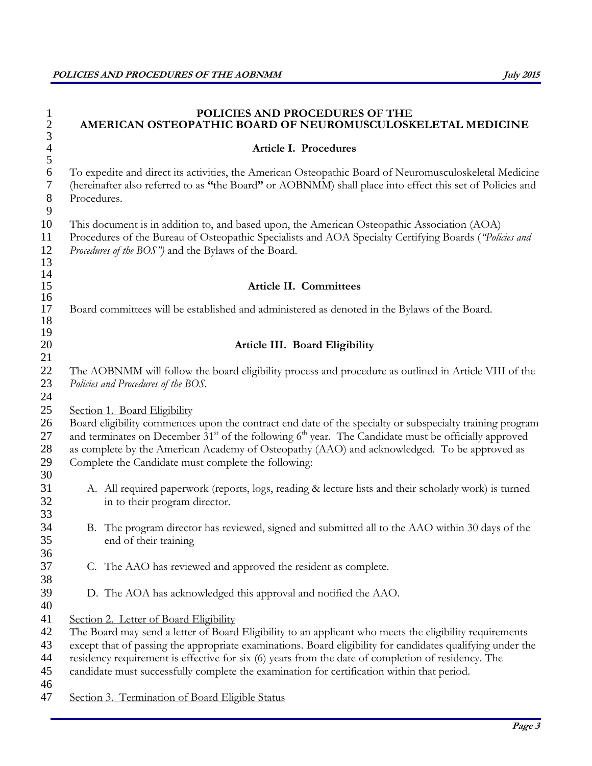# POLICIES AND PROCEDURES OF THE AMERICAN OSTEOPATHIC BOARD OF NEUROMUSCULOSKELETAL MEDICINE

## Article I. Procedures

To expedite and direct its activities, the American Osteopathic Board of Neuromusculoskeletal Medicine (hereinafter also referred to as **"**the Board**"** or AOBNMM) shall place into effect this set of Policies and Procedures.

This document is in addition to, and based upon, the American Osteopathic Association (AOA) Procedures of the Bureau of Osteopathic Specialists and AOA Specialty Certifying Boards (*"Policies and Procedures of the BOS")* and the Bylaws of the Board.

## Article II. Committees

Board committees will be established and administered as denoted in the Bylaws of the Board.

## Article III. Board Eligibility

The AOBNMM will follow the board eligibility process and procedure as outlined in Article VIII of the *Policies and Procedures of the BOS*.

Section 1. Board Eligibility

Board eligibility commences upon the contract end date of the specialty or subspecialty training program and terminates on December 31st of the following 6th year. The Candidate must be officially approved as complete by the American Academy of Osteopathy (AAO) and acknowledged. To be approved as Complete the Candidate must complete the following:

A. All required paperwork (reports, logs, reading & lecture lists and their scholarly work) is turned in to their program director.

B. The program director has reviewed, signed and submitted all to the AAO within 30 days of the end of their training

C. The AAO has reviewed and approved the resident as complete.

D. The AOA has acknowledged this approval and notified the AAO.

Section 2. Letter of Board Eligibility

The Board may send a letter of Board Eligibility to an applicant who meets the eligibility requirements except that of passing the appropriate examinations. Board eligibility for candidates qualifying under the residency requirement is effective for six (6) years from the date of completion of residency. The candidate must successfully complete the examination for certification within that period.

Section 3. Termination of Board Eligible Status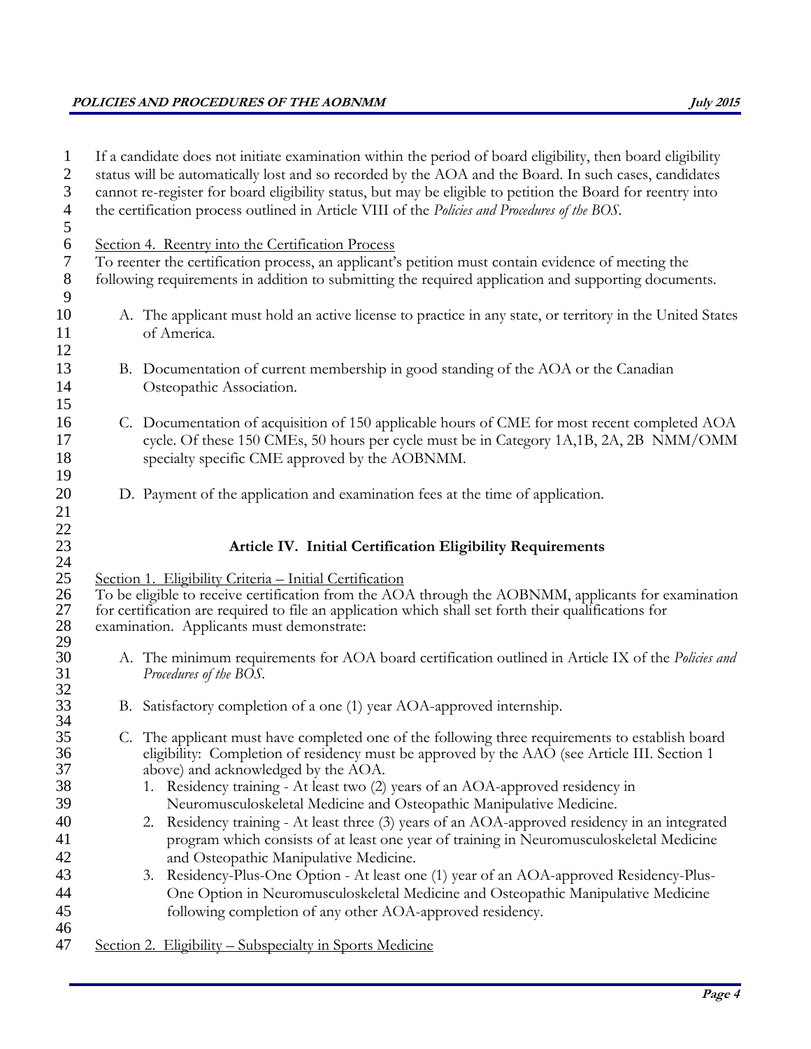If a candidate does not initiate examination within the period of board eligibility, then board eligibility status will be automatically lost and so recorded by the AOA and the Board. In such cases, candidates cannot re-register for board eligibility status, but may be eligible to petition the Board for reentry into the certification process outlined in Article VIII of the *Policies and Procedures of the BOS*.

Section 4. Reentry into the Certification Process

To reenter the certification process, an applicant's petition must contain evidence of meeting the following requirements in addition to submitting the required application and supporting documents.

A. The applicant must hold an active license to practice in any state, or territory in the United States of America.

B. Documentation of current membership in good standing of the AOA or the Canadian Osteopathic Association.

C. Documentation of acquisition of 150 applicable hours of CME for most recent completed AOA cycle. Of these 150 CMEs, 50 hours per cycle must be in Category 1A,1B, 2A, 2B NMM/OMM specialty specific CME approved by the AOBNMM.

D. Payment of the application and examination fees at the time of application.

## Article IV. Initial Certification Eligibility Requirements

Section 1. Eligibility Criteria – Initial Certification

To be eligible to receive certification from the AOA through the AOBNMM, applicants for examination for certification are required to file an application which shall set forth their qualifications for examination. Applicants must demonstrate:

A. The minimum requirements for AOA board certification outlined in Article IX of the *Policies and Procedures of the BOS*.

B. Satisfactory completion of a one (1) year AOA-approved internship.

C. The applicant must have completed one of the following three requirements to establish board eligibility: Completion of residency must be approved by the AAO (see Article III. Section 1 above) and acknowledged by the AOA.
   1. Residency training - At least two (2) years of an AOA-approved residency in Neuromusculoskeletal Medicine and Osteopathic Manipulative Medicine.
   2. Residency training - At least three (3) years of an AOA-approved residency in an integrated program which consists of at least one year of training in Neuromusculoskeletal Medicine and Osteopathic Manipulative Medicine.
   3. Residency-Plus-One Option - At least one (1) year of an AOA-approved Residency-Plus-One Option in Neuromusculoskeletal Medicine and Osteopathic Manipulative Medicine following completion of any other AOA-approved residency.

Section 2. Eligibility – Subspecialty in Sports Medicine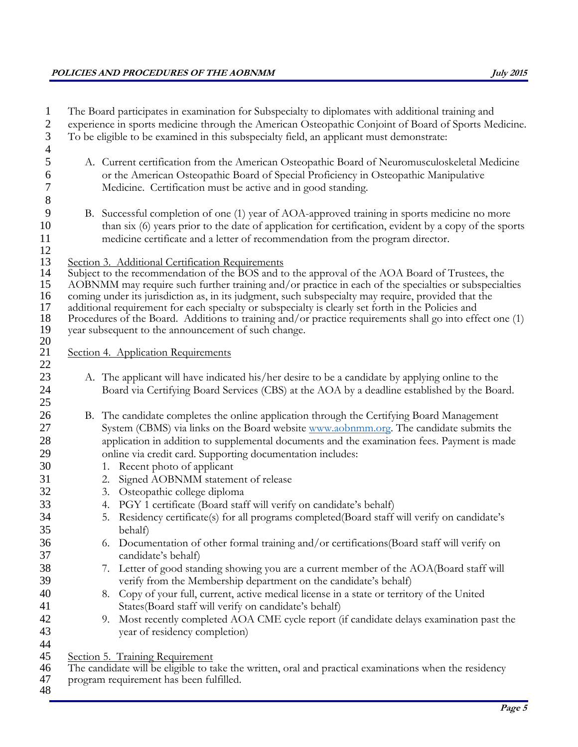The Board participates in examination for Subspecialty to diplomates with additional training and experience in sports medicine through the American Osteopathic Conjoint of Board of Sports Medicine. To be eligible to be examined in this subspecialty field, an applicant must demonstrate:

A. Current certification from the American Osteopathic Board of Neuromusculoskeletal Medicine or the American Osteopathic Board of Special Proficiency in Osteopathic Manipulative Medicine. Certification must be active and in good standing.

B. Successful completion of one (1) year of AOA-approved training in sports medicine no more than six (6) years prior to the date of application for certification, evident by a copy of the sports medicine certificate and a letter of recommendation from the program director.

<u>Section 3. Additional Certification Requirements</u>

Subject to the recommendation of the BOS and to the approval of the AOA Board of Trustees, the AOBNMM may require such further training and/or practice in each of the specialties or subspecialties coming under its jurisdiction as, in its judgment, such subspecialty may require, provided that the additional requirement for each specialty or subspecialty is clearly set forth in the Policies and Procedures of the Board. Additions to training and/or practice requirements shall go into effect one (1) year subsequent to the announcement of such change.

<u>Section 4. Application Requirements</u>

A. The applicant will have indicated his/her desire to be a candidate by applying online to the Board via Certifying Board Services (CBS) at the AOA by a deadline established by the Board.

B. The candidate completes the online application through the Certifying Board Management System (CBMS) via links on the Board website www.aobnmm.org. The candidate submits the application in addition to supplemental documents and the examination fees. Payment is made online via credit card. Supporting documentation includes:
   1. Recent photo of applicant
   2. Signed AOBNMM statement of release
   3. Osteopathic college diploma
   4. PGY 1 certificate (Board staff will verify on candidate's behalf)
   5. Residency certificate(s) for all programs completed(Board staff will verify on candidate's behalf)
   6. Documentation of other formal training and/or certifications(Board staff will verify on candidate's behalf)
   7. Letter of good standing showing you are a current member of the AOA(Board staff will verify from the Membership department on the candidate's behalf)
   8. Copy of your full, current, active medical license in a state or territory of the United States(Board staff will verify on candidate's behalf)
   9. Most recently completed AOA CME cycle report (if candidate delays examination past the year of residency completion)

<u>Section 5. Training Requirement</u>

The candidate will be eligible to take the written, oral and practical examinations when the residency program requirement has been fulfilled.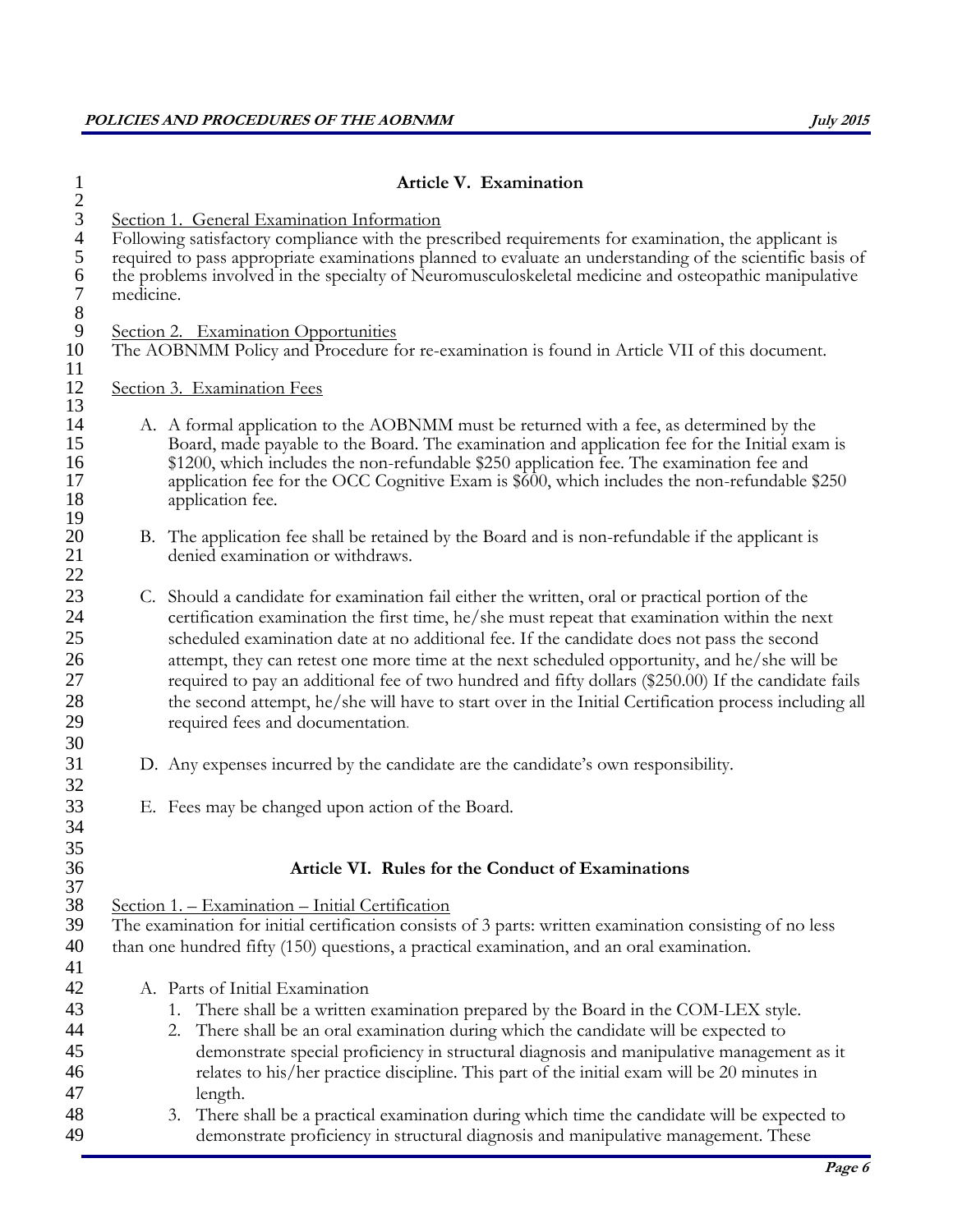## Article V. Examination

Section 1. General Examination Information

Following satisfactory compliance with the prescribed requirements for examination, the applicant is required to pass appropriate examinations planned to evaluate an understanding of the scientific basis of the problems involved in the specialty of Neuromusculoskeletal medicine and osteopathic manipulative medicine.

Section 2. Examination Opportunities

The AOBNMM Policy and Procedure for re-examination is found in Article VII of this document.

Section 3. Examination Fees

A. A formal application to the AOBNMM must be returned with a fee, as determined by the Board, made payable to the Board. The examination and application fee for the Initial exam is $1200, which includes the non-refundable $250 application fee. The examination fee and application fee for the OCC Cognitive Exam is $600, which includes the non-refundable $250 application fee.

B. The application fee shall be retained by the Board and is non-refundable if the applicant is denied examination or withdraws.

C. Should a candidate for examination fail either the written, oral or practical portion of the certification examination the first time, he/she must repeat that examination within the next scheduled examination date at no additional fee. If the candidate does not pass the second attempt, they can retest one more time at the next scheduled opportunity, and he/she will be required to pay an additional fee of two hundred and fifty dollars ($250.00) If the candidate fails the second attempt, he/she will have to start over in the Initial Certification process including all required fees and documentation.

D. Any expenses incurred by the candidate are the candidate's own responsibility.

E. Fees may be changed upon action of the Board.

## Article VI. Rules for the Conduct of Examinations

Section 1. – Examination – Initial Certification

The examination for initial certification consists of 3 parts: written examination consisting of no less than one hundred fifty (150) questions, a practical examination, and an oral examination.

A. Parts of Initial Examination
   1. There shall be a written examination prepared by the Board in the COM-LEX style.
   2. There shall be an oral examination during which the candidate will be expected to demonstrate special proficiency in structural diagnosis and manipulative management as it relates to his/her practice discipline. This part of the initial exam will be 20 minutes in length.
   3. There shall be a practical examination during which time the candidate will be expected to demonstrate proficiency in structural diagnosis and manipulative management. These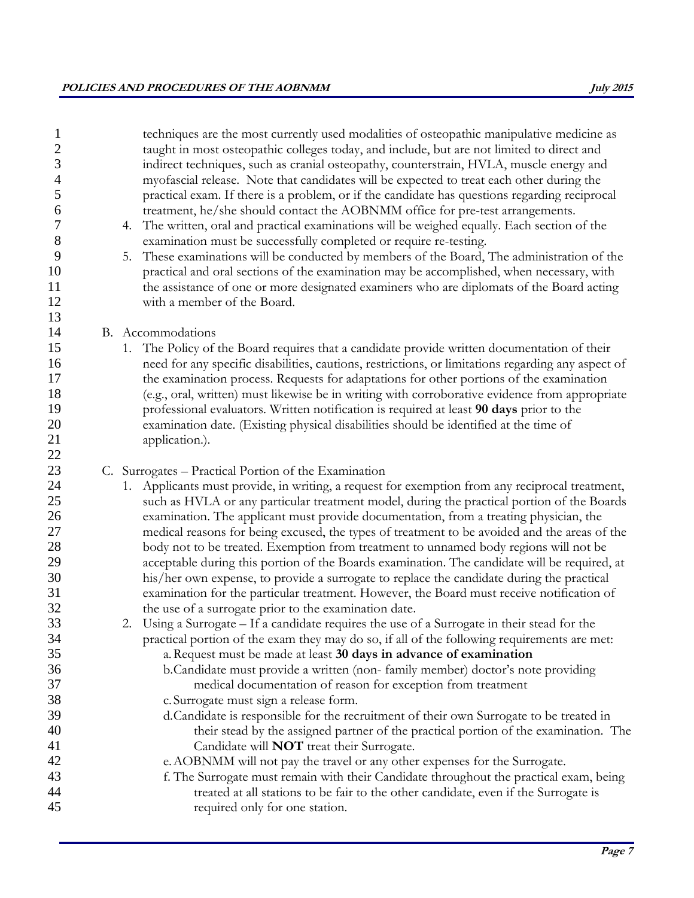techniques are the most currently used modalities of osteopathic manipulative medicine as taught in most osteopathic colleges today, and include, but are not limited to direct and indirect techniques, such as cranial osteopathy, counterstrain, HVLA, muscle energy and myofascial release. Note that candidates will be expected to treat each other during the practical exam. If there is a problem, or if the candidate has questions regarding reciprocal treatment, he/she should contact the AOBNMM office for pre-test arrangements.

4. The written, oral and practical examinations will be weighed equally. Each section of the examination must be successfully completed or require re-testing.
5. These examinations will be conducted by members of the Board, The administration of the practical and oral sections of the examination may be accomplished, when necessary, with the assistance of one or more designated examiners who are diplomats of the Board acting with a member of the Board.

B. Accommodations

1. The Policy of the Board requires that a candidate provide written documentation of their need for any specific disabilities, cautions, restrictions, or limitations regarding any aspect of the examination process. Requests for adaptations for other portions of the examination (e.g., oral, written) must likewise be in writing with corroborative evidence from appropriate professional evaluators. Written notification is required at least **90 days** prior to the examination date. (Existing physical disabilities should be identified at the time of application.).

C. Surrogates – Practical Portion of the Examination

1. Applicants must provide, in writing, a request for exemption from any reciprocal treatment, such as HVLA or any particular treatment model, during the practical portion of the Boards examination. The applicant must provide documentation, from a treating physician, the medical reasons for being excused, the types of treatment to be avoided and the areas of the body not to be treated. Exemption from treatment to unnamed body regions will not be acceptable during this portion of the Boards examination. The candidate will be required, at his/her own expense, to provide a surrogate to replace the candidate during the practical examination for the particular treatment. However, the Board must receive notification of the use of a surrogate prior to the examination date.
2. Using a Surrogate – If a candidate requires the use of a Surrogate in their stead for the practical portion of the exam they may do so, if all of the following requirements are met:
   a. Request must be made at least **30 days in advance of examination**
   b. Candidate must provide a written (non- family member) doctor's note providing medical documentation of reason for exception from treatment
   c. Surrogate must sign a release form.
   d. Candidate is responsible for the recruitment of their own Surrogate to be treated in their stead by the assigned partner of the practical portion of the examination. The Candidate will **NOT** treat their Surrogate.
   e. AOBNMM will not pay the travel or any other expenses for the Surrogate.
   f. The Surrogate must remain with their Candidate throughout the practical exam, being treated at all stations to be fair to the other candidate, even if the Surrogate is required only for one station.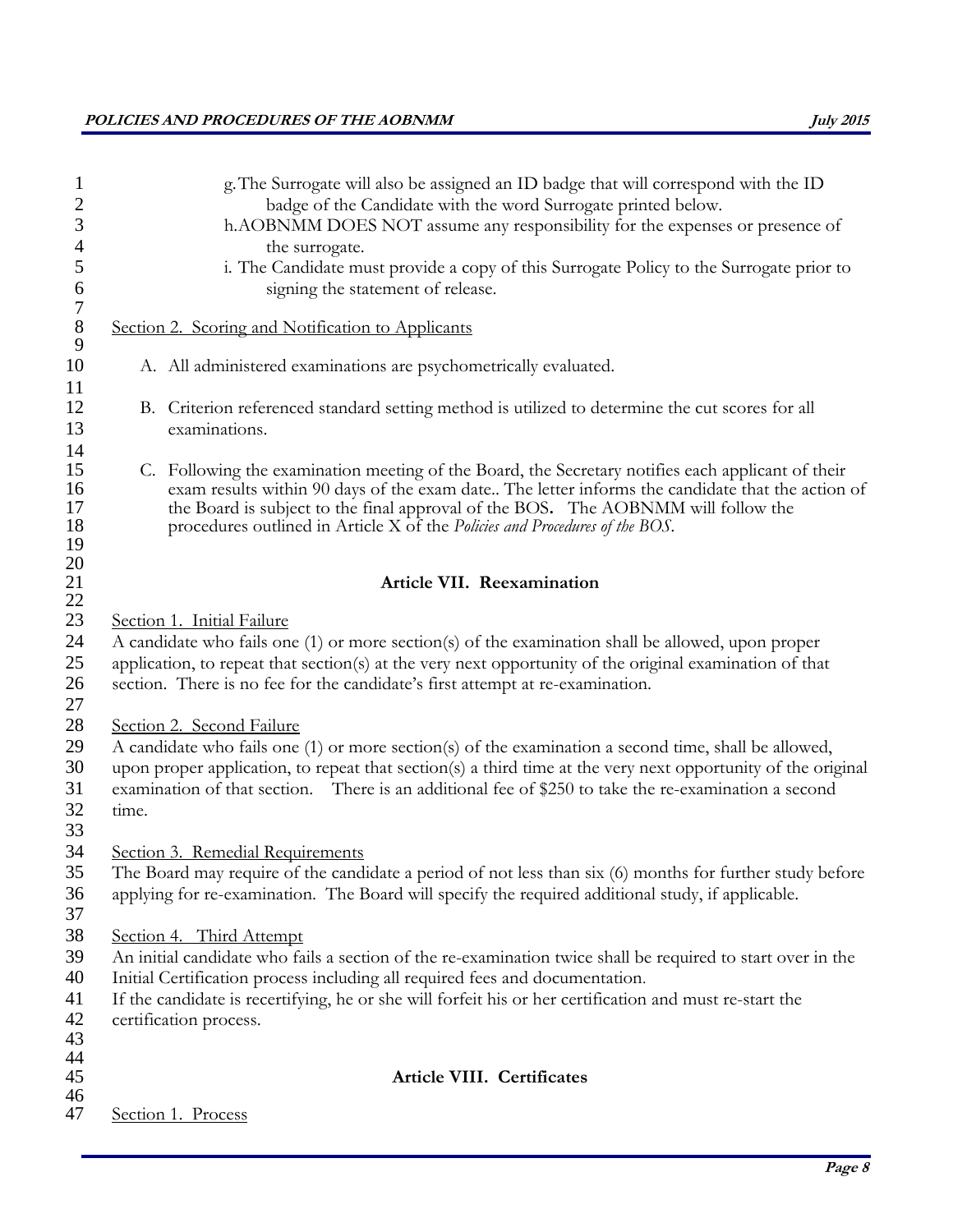g. The Surrogate will also be assigned an ID badge that will correspond with the ID badge of the Candidate with the word Surrogate printed below.

h. AOBNMM DOES NOT assume any responsibility for the expenses or presence of the surrogate.

i. The Candidate must provide a copy of this Surrogate Policy to the Surrogate prior to signing the statement of release.

Section 2. Scoring and Notification to Applicants

A. All administered examinations are psychometrically evaluated.

B. Criterion referenced standard setting method is utilized to determine the cut scores for all examinations.

C. Following the examination meeting of the Board, the Secretary notifies each applicant of their exam results within 90 days of the exam date.. The letter informs the candidate that the action of the Board is subject to the final approval of the BOS**.** The AOBNMM will follow the procedures outlined in Article X of the *Policies and Procedures of the BOS*.

## Article VII. Reexamination

Section 1. Initial Failure

A candidate who fails one (1) or more section(s) of the examination shall be allowed, upon proper application, to repeat that section(s) at the very next opportunity of the original examination of that section. There is no fee for the candidate's first attempt at re-examination.

Section 2. Second Failure

A candidate who fails one (1) or more section(s) of the examination a second time, shall be allowed, upon proper application, to repeat that section(s) a third time at the very next opportunity of the original examination of that section. There is an additional fee of $250 to take the re-examination a second time.

Section 3. Remedial Requirements

The Board may require of the candidate a period of not less than six (6) months for further study before applying for re-examination. The Board will specify the required additional study, if applicable.

Section 4. Third Attempt

An initial candidate who fails a section of the re-examination twice shall be required to start over in the Initial Certification process including all required fees and documentation.

If the candidate is recertifying, he or she will forfeit his or her certification and must re-start the certification process.

## Article VIII. Certificates

Section 1. Process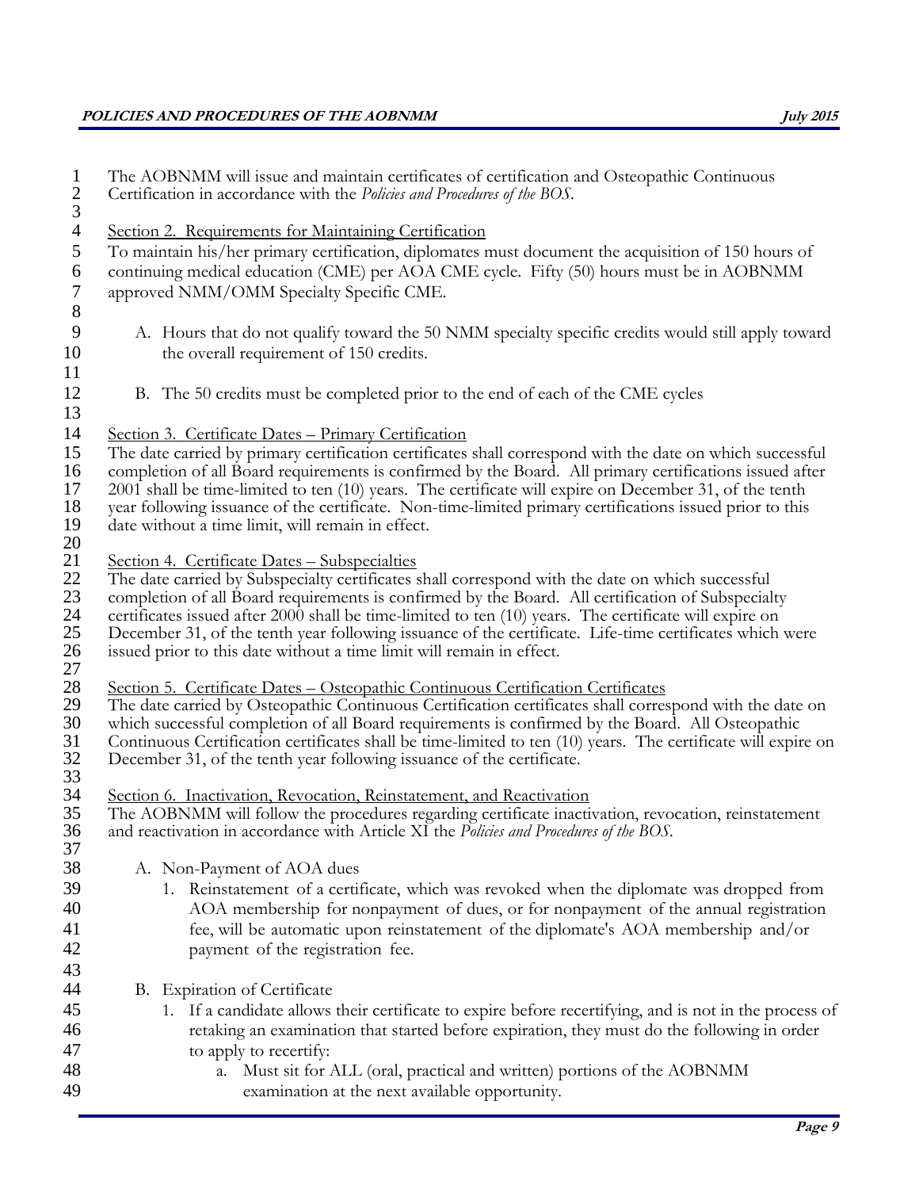The AOBNMM will issue and maintain certificates of certification and Osteopathic Continuous Certification in accordance with the *Policies and Procedures of the BOS*.

Section 2. Requirements for Maintaining Certification

To maintain his/her primary certification, diplomates must document the acquisition of 150 hours of continuing medical education (CME) per AOA CME cycle. Fifty (50) hours must be in AOBNMM approved NMM/OMM Specialty Specific CME.

A. Hours that do not qualify toward the 50 NMM specialty specific credits would still apply toward the overall requirement of 150 credits.

B. The 50 credits must be completed prior to the end of each of the CME cycles

Section 3. Certificate Dates – Primary Certification

The date carried by primary certification certificates shall correspond with the date on which successful completion of all Board requirements is confirmed by the Board. All primary certifications issued after 2001 shall be time-limited to ten (10) years. The certificate will expire on December 31, of the tenth year following issuance of the certificate. Non-time-limited primary certifications issued prior to this date without a time limit, will remain in effect.

Section 4. Certificate Dates – Subspecialties

The date carried by Subspecialty certificates shall correspond with the date on which successful completion of all Board requirements is confirmed by the Board. All certification of Subspecialty certificates issued after 2000 shall be time-limited to ten (10) years. The certificate will expire on December 31, of the tenth year following issuance of the certificate. Life-time certificates which were issued prior to this date without a time limit will remain in effect.

Section 5. Certificate Dates – Osteopathic Continuous Certification Certificates

The date carried by Osteopathic Continuous Certification certificates shall correspond with the date on which successful completion of all Board requirements is confirmed by the Board. All Osteopathic Continuous Certification certificates shall be time-limited to ten (10) years. The certificate will expire on December 31, of the tenth year following issuance of the certificate.

Section 6. Inactivation, Revocation, Reinstatement, and Reactivation

The AOBNMM will follow the procedures regarding certificate inactivation, revocation, reinstatement and reactivation in accordance with Article XI the *Policies and Procedures of the BOS*.

A. Non-Payment of AOA dues

1. Reinstatement of a certificate, which was revoked when the diplomate was dropped from AOA membership for nonpayment of dues, or for nonpayment of the annual registration fee, will be automatic upon reinstatement of the diplomate's AOA membership and/or payment of the registration fee.

B. Expiration of Certificate

1. If a candidate allows their certificate to expire before recertifying, and is not in the process of retaking an examination that started before expiration, they must do the following in order to apply to recertify:

   a. Must sit for ALL (oral, practical and written) portions of the AOBNMM examination at the next available opportunity.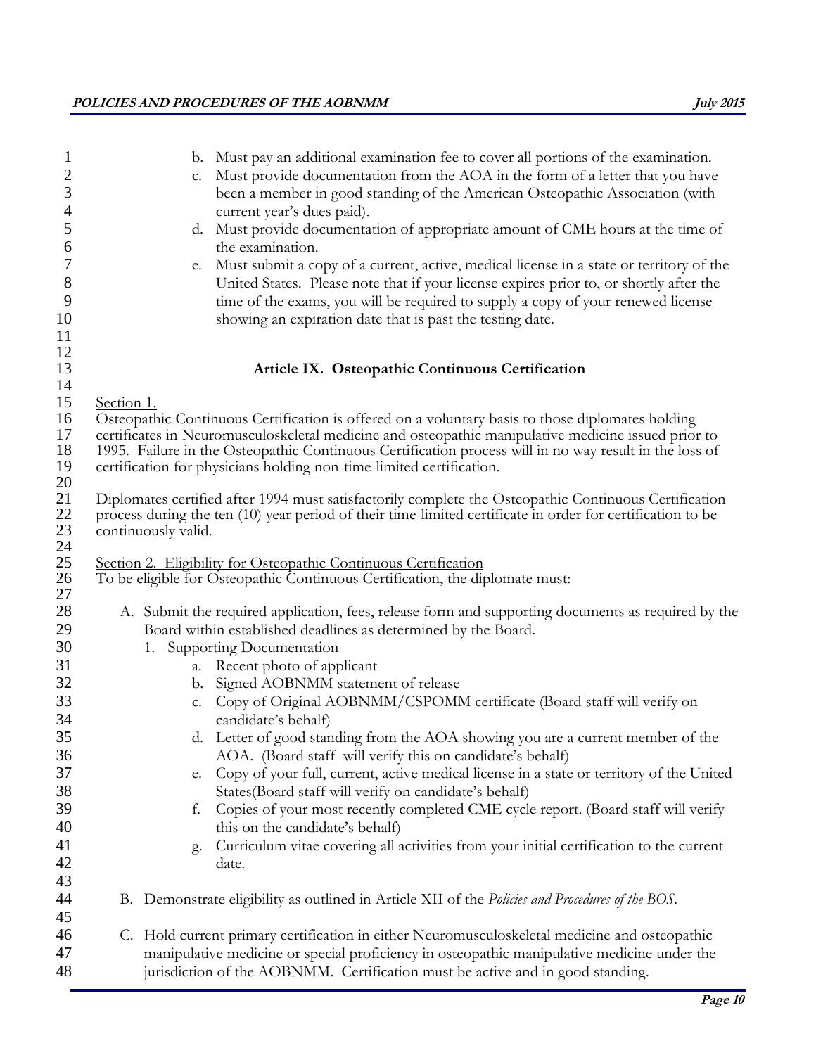b. Must pay an additional examination fee to cover all portions of the examination.
   c. Must provide documentation from the AOA in the form of a letter that you have been a member in good standing of the American Osteopathic Association (with current year's dues paid).
   d. Must provide documentation of appropriate amount of CME hours at the time of the examination.
   e. Must submit a copy of a current, active, medical license in a state or territory of the United States. Please note that if your license expires prior to, or shortly after the time of the exams, you will be required to supply a copy of your renewed license showing an expiration date that is past the testing date.

## Article IX. Osteopathic Continuous Certification

Section 1.

Osteopathic Continuous Certification is offered on a voluntary basis to those diplomates holding certificates in Neuromusculoskeletal medicine and osteopathic manipulative medicine issued prior to 1995. Failure in the Osteopathic Continuous Certification process will in no way result in the loss of certification for physicians holding non-time-limited certification.

Diplomates certified after 1994 must satisfactorily complete the Osteopathic Continuous Certification process during the ten (10) year period of their time-limited certificate in order for certification to be continuously valid.

Section 2. Eligibility for Osteopathic Continuous Certification

To be eligible for Osteopathic Continuous Certification, the diplomate must:

A. Submit the required application, fees, release form and supporting documents as required by the Board within established deadlines as determined by the Board.
   1. Supporting Documentation
      a. Recent photo of applicant
      b. Signed AOBNMM statement of release
      c. Copy of Original AOBNMM/CSPOMM certificate (Board staff will verify on candidate's behalf)
      d. Letter of good standing from the AOA showing you are a current member of the AOA. (Board staff will verify this on candidate's behalf)
      e. Copy of your full, current, active medical license in a state or territory of the United States(Board staff will verify on candidate's behalf)
      f. Copies of your most recently completed CME cycle report. (Board staff will verify this on the candidate's behalf)
      g. Curriculum vitae covering all activities from your initial certification to the current date.

B. Demonstrate eligibility as outlined in Article XII of the *Policies and Procedures of the BOS*.

C. Hold current primary certification in either Neuromusculoskeletal medicine and osteopathic manipulative medicine or special proficiency in osteopathic manipulative medicine under the jurisdiction of the AOBNMM. Certification must be active and in good standing.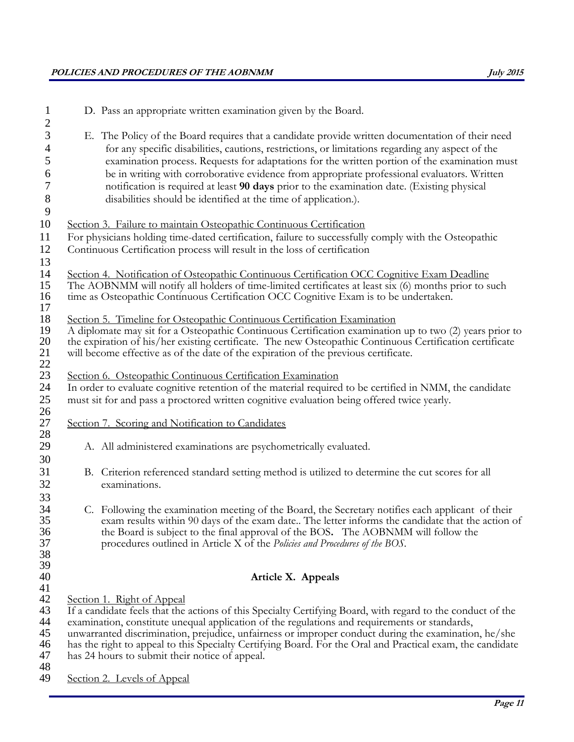D. Pass an appropriate written examination given by the Board.

E. The Policy of the Board requires that a candidate provide written documentation of their need for any specific disabilities, cautions, restrictions, or limitations regarding any aspect of the examination process. Requests for adaptations for the written portion of the examination must be in writing with corroborative evidence from appropriate professional evaluators. Written notification is required at least **90 days** prior to the examination date. (Existing physical disabilities should be identified at the time of application.).

Section 3. Failure to maintain Osteopathic Continuous Certification

For physicians holding time-dated certification, failure to successfully comply with the Osteopathic Continuous Certification process will result in the loss of certification

Section 4. Notification of Osteopathic Continuous Certification OCC Cognitive Exam Deadline

The AOBNMM will notify all holders of time-limited certificates at least six (6) months prior to such time as Osteopathic Continuous Certification OCC Cognitive Exam is to be undertaken.

Section 5. Timeline for Osteopathic Continuous Certification Examination

A diplomate may sit for a Osteopathic Continuous Certification examination up to two (2) years prior to the expiration of his/her existing certificate. The new Osteopathic Continuous Certification certificate will become effective as of the date of the expiration of the previous certificate.

Section 6. Osteopathic Continuous Certification Examination

In order to evaluate cognitive retention of the material required to be certified in NMM, the candidate must sit for and pass a proctored written cognitive evaluation being offered twice yearly.

Section 7. Scoring and Notification to Candidates

A. All administered examinations are psychometrically evaluated.

B. Criterion referenced standard setting method is utilized to determine the cut scores for all examinations.

C. Following the examination meeting of the Board, the Secretary notifies each applicant of their exam results within 90 days of the exam date.. The letter informs the candidate that the action of the Board is subject to the final approval of the BOS**.** The AOBNMM will follow the procedures outlined in Article X of the *Policies and Procedures of the BOS*.

## Article X. Appeals

Section 1. Right of Appeal

If a candidate feels that the actions of this Specialty Certifying Board, with regard to the conduct of the examination, constitute unequal application of the regulations and requirements or standards, unwarranted discrimination, prejudice, unfairness or improper conduct during the examination, he/she has the right to appeal to this Specialty Certifying Board. For the Oral and Practical exam, the candidate has 24 hours to submit their notice of appeal.

Section 2. Levels of Appeal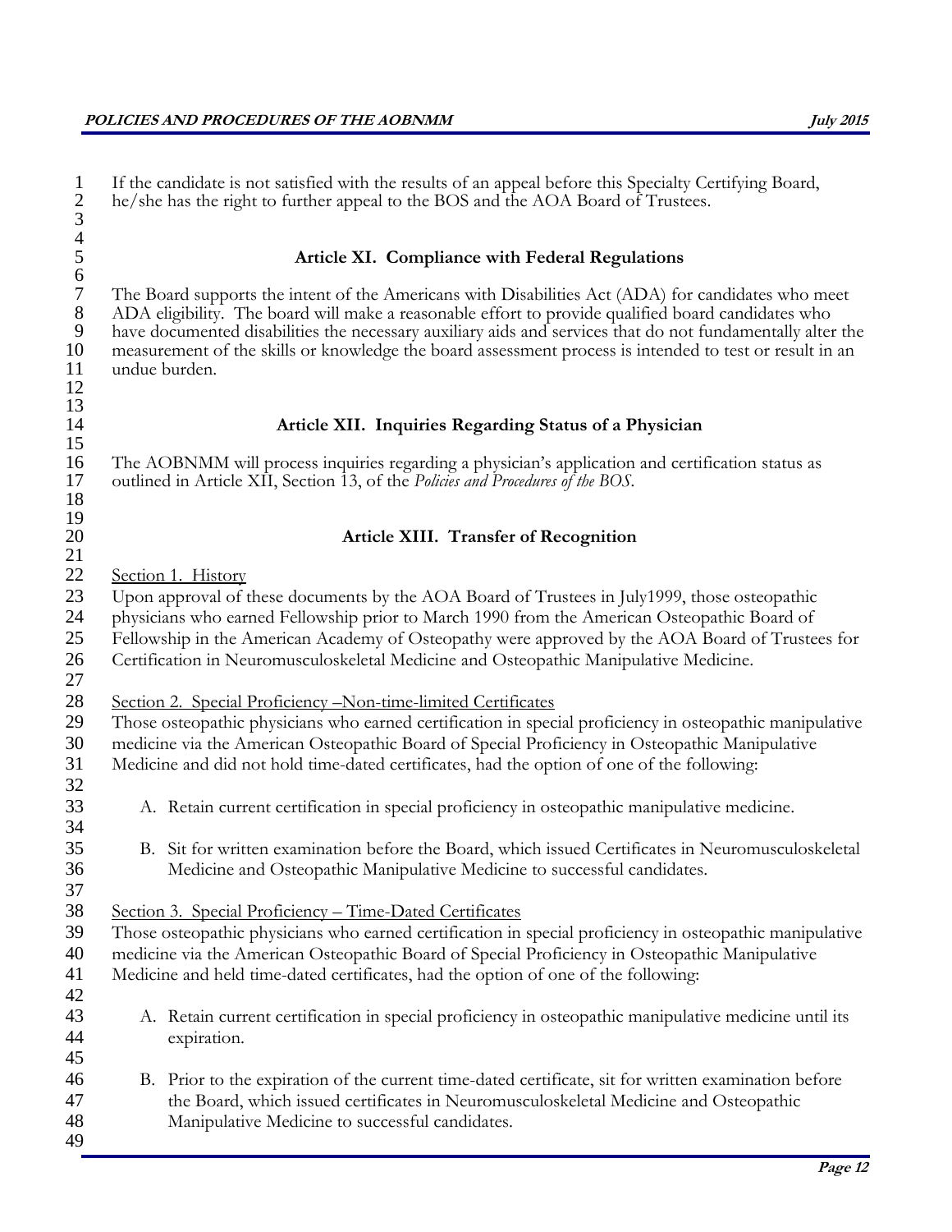If the candidate is not satisfied with the results of an appeal before this Specialty Certifying Board, he/she has the right to further appeal to the BOS and the AOA Board of Trustees.

## Article XI. Compliance with Federal Regulations

The Board supports the intent of the Americans with Disabilities Act (ADA) for candidates who meet ADA eligibility. The board will make a reasonable effort to provide qualified board candidates who have documented disabilities the necessary auxiliary aids and services that do not fundamentally alter the measurement of the skills or knowledge the board assessment process is intended to test or result in an undue burden.

## Article XII. Inquiries Regarding Status of a Physician

The AOBNMM will process inquiries regarding a physician's application and certification status as outlined in Article XII, Section 13, of the *Policies and Procedures of the BOS*.

## Article XIII. Transfer of Recognition

Section 1. History

Upon approval of these documents by the AOA Board of Trustees in July1999, those osteopathic physicians who earned Fellowship prior to March 1990 from the American Osteopathic Board of Fellowship in the American Academy of Osteopathy were approved by the AOA Board of Trustees for Certification in Neuromusculoskeletal Medicine and Osteopathic Manipulative Medicine.

Section 2. Special Proficiency –Non-time-limited Certificates

Those osteopathic physicians who earned certification in special proficiency in osteopathic manipulative medicine via the American Osteopathic Board of Special Proficiency in Osteopathic Manipulative Medicine and did not hold time-dated certificates, had the option of one of the following:

A. Retain current certification in special proficiency in osteopathic manipulative medicine.

B. Sit for written examination before the Board, which issued Certificates in Neuromusculoskeletal Medicine and Osteopathic Manipulative Medicine to successful candidates.

Section 3. Special Proficiency – Time-Dated Certificates

Those osteopathic physicians who earned certification in special proficiency in osteopathic manipulative medicine via the American Osteopathic Board of Special Proficiency in Osteopathic Manipulative Medicine and held time-dated certificates, had the option of one of the following:

A. Retain current certification in special proficiency in osteopathic manipulative medicine until its expiration.

B. Prior to the expiration of the current time-dated certificate, sit for written examination before the Board, which issued certificates in Neuromusculoskeletal Medicine and Osteopathic Manipulative Medicine to successful candidates.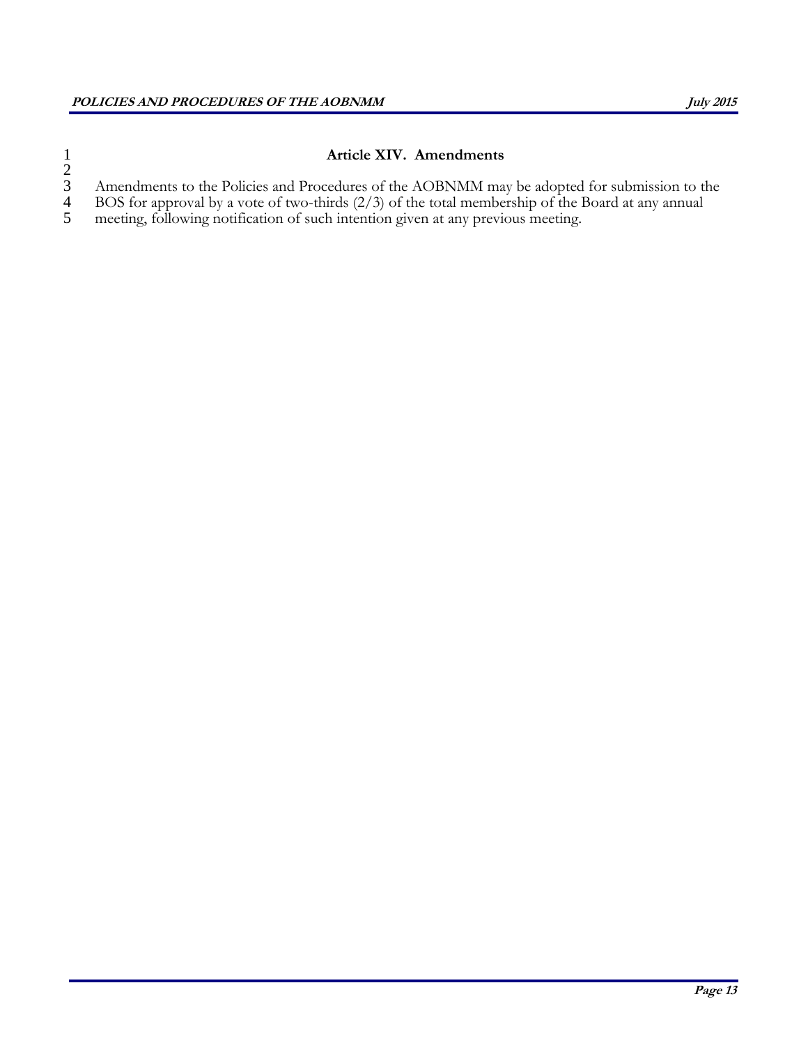## Article XIV. Amendments

Amendments to the Policies and Procedures of the AOBNMM may be adopted for submission to the BOS for approval by a vote of two-thirds (2/3) of the total membership of the Board at any annual meeting, following notification of such intention given at any previous meeting.